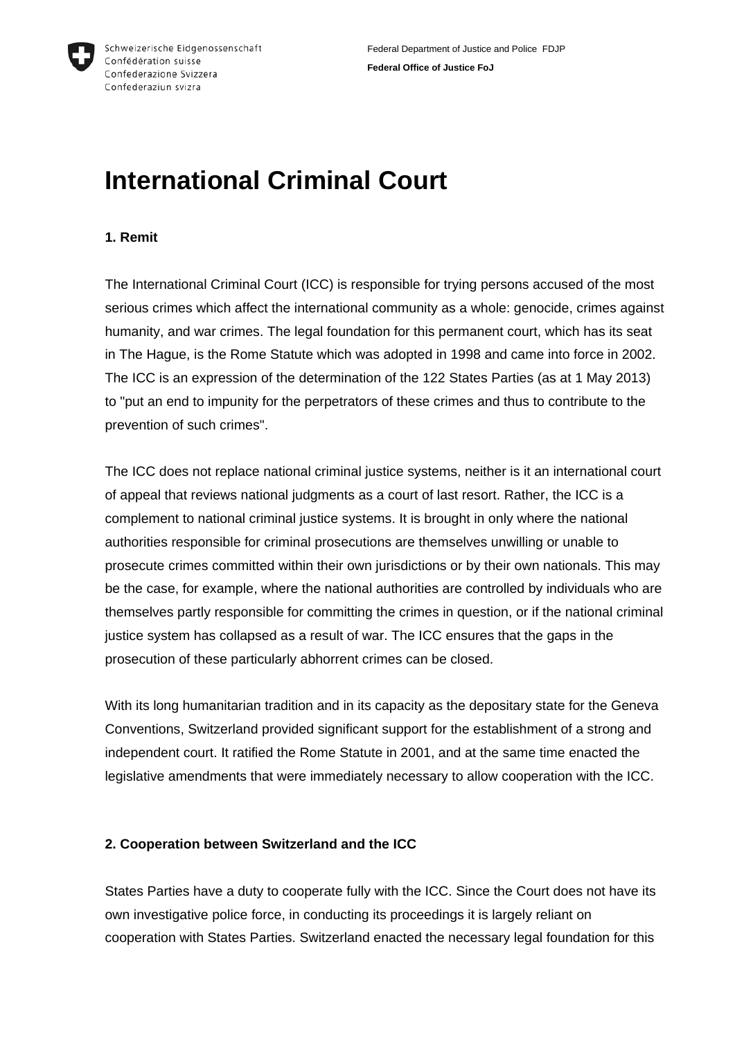Schweizerische Eidgenossenschaft
Confédération suisse
Confederazione Svizzera
Confederaziun svizra

Federal Department of Justice and Police FDJP

**Federal Office of Justice FoJ**

# International Criminal Court

### 1. Remit

The International Criminal Court (ICC) is responsible for trying persons accused of the most serious crimes which affect the international community as a whole: genocide, crimes against humanity, and war crimes. The legal foundation for this permanent court, which has its seat in The Hague, is the Rome Statute which was adopted in 1998 and came into force in 2002. The ICC is an expression of the determination of the 122 States Parties (as at 1 May 2013) to "put an end to impunity for the perpetrators of these crimes and thus to contribute to the prevention of such crimes".

The ICC does not replace national criminal justice systems, neither is it an international court of appeal that reviews national judgments as a court of last resort. Rather, the ICC is a complement to national criminal justice systems. It is brought in only where the national authorities responsible for criminal prosecutions are themselves unwilling or unable to prosecute crimes committed within their own jurisdictions or by their own nationals. This may be the case, for example, where the national authorities are controlled by individuals who are themselves partly responsible for committing the crimes in question, or if the national criminal justice system has collapsed as a result of war. The ICC ensures that the gaps in the prosecution of these particularly abhorrent crimes can be closed.

With its long humanitarian tradition and in its capacity as the depositary state for the Geneva Conventions, Switzerland provided significant support for the establishment of a strong and independent court. It ratified the Rome Statute in 2001, and at the same time enacted the legislative amendments that were immediately necessary to allow cooperation with the ICC.

### 2. Cooperation between Switzerland and the ICC

States Parties have a duty to cooperate fully with the ICC. Since the Court does not have its own investigative police force, in conducting its proceedings it is largely reliant on cooperation with States Parties. Switzerland enacted the necessary legal foundation for this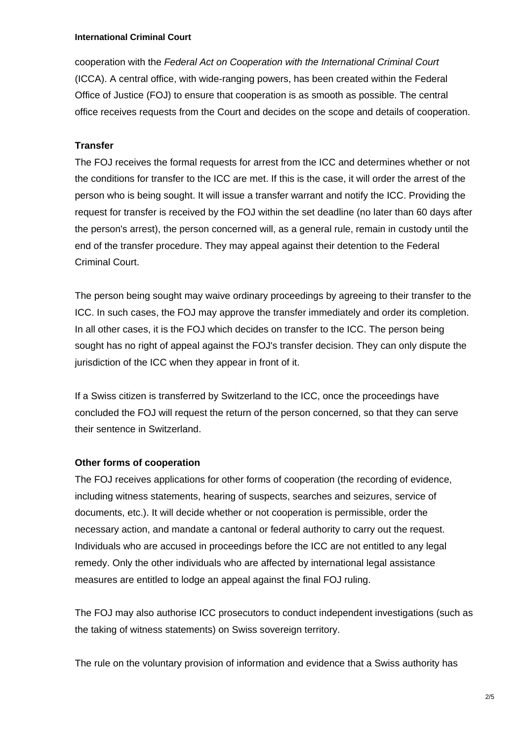cooperation with the *Federal Act on Cooperation with the International Criminal Court* (ICCA). A central office, with wide-ranging powers, has been created within the Federal Office of Justice (FOJ) to ensure that cooperation is as smooth as possible. The central office receives requests from the Court and decides on the scope and details of cooperation.

### Transfer

The FOJ receives the formal requests for arrest from the ICC and determines whether or not the conditions for transfer to the ICC are met. If this is the case, it will order the arrest of the person who is being sought. It will issue a transfer warrant and notify the ICC. Providing the request for transfer is received by the FOJ within the set deadline (no later than 60 days after the person's arrest), the person concerned will, as a general rule, remain in custody until the end of the transfer procedure. They may appeal against their detention to the Federal Criminal Court.

The person being sought may waive ordinary proceedings by agreeing to their transfer to the ICC. In such cases, the FOJ may approve the transfer immediately and order its completion. In all other cases, it is the FOJ which decides on transfer to the ICC. The person being sought has no right of appeal against the FOJ's transfer decision. They can only dispute the jurisdiction of the ICC when they appear in front of it.

If a Swiss citizen is transferred by Switzerland to the ICC, once the proceedings have concluded the FOJ will request the return of the person concerned, so that they can serve their sentence in Switzerland.

### Other forms of cooperation

The FOJ receives applications for other forms of cooperation (the recording of evidence, including witness statements, hearing of suspects, searches and seizures, service of documents, etc.). It will decide whether or not cooperation is permissible, order the necessary action, and mandate a cantonal or federal authority to carry out the request. Individuals who are accused in proceedings before the ICC are not entitled to any legal remedy. Only the other individuals who are affected by international legal assistance measures are entitled to lodge an appeal against the final FOJ ruling.

The FOJ may also authorise ICC prosecutors to conduct independent investigations (such as the taking of witness statements) on Swiss sovereign territory.

The rule on the voluntary provision of information and evidence that a Swiss authority has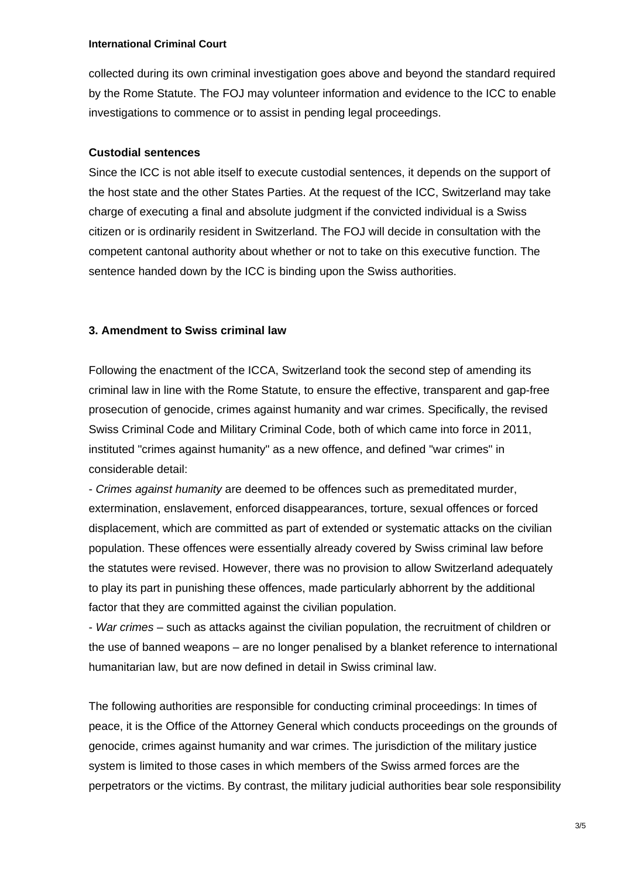collected during its own criminal investigation goes above and beyond the standard required by the Rome Statute. The FOJ may volunteer information and evidence to the ICC to enable investigations to commence or to assist in pending legal proceedings.

**Custodial sentences**

Since the ICC is not able itself to execute custodial sentences, it depends on the support of the host state and the other States Parties. At the request of the ICC, Switzerland may take charge of executing a final and absolute judgment if the convicted individual is a Swiss citizen or is ordinarily resident in Switzerland. The FOJ will decide in consultation with the competent cantonal authority about whether or not to take on this executive function. The sentence handed down by the ICC is binding upon the Swiss authorities.

## 3. Amendment to Swiss criminal law

Following the enactment of the ICCA, Switzerland took the second step of amending its criminal law in line with the Rome Statute, to ensure the effective, transparent and gap-free prosecution of genocide, crimes against humanity and war crimes. Specifically, the revised Swiss Criminal Code and Military Criminal Code, both of which came into force in 2011, instituted "crimes against humanity" as a new offence, and defined "war crimes" in considerable detail:

- *Crimes against humanity* are deemed to be offences such as premeditated murder, extermination, enslavement, enforced disappearances, torture, sexual offences or forced displacement, which are committed as part of extended or systematic attacks on the civilian population. These offences were essentially already covered by Swiss criminal law before the statutes were revised. However, there was no provision to allow Switzerland adequately to play its part in punishing these offences, made particularly abhorrent by the additional factor that they are committed against the civilian population.
- *War crimes* – such as attacks against the civilian population, the recruitment of children or the use of banned weapons – are no longer penalised by a blanket reference to international humanitarian law, but are now defined in detail in Swiss criminal law.

The following authorities are responsible for conducting criminal proceedings: In times of peace, it is the Office of the Attorney General which conducts proceedings on the grounds of genocide, crimes against humanity and war crimes. The jurisdiction of the military justice system is limited to those cases in which members of the Swiss armed forces are the perpetrators or the victims. By contrast, the military judicial authorities bear sole responsibility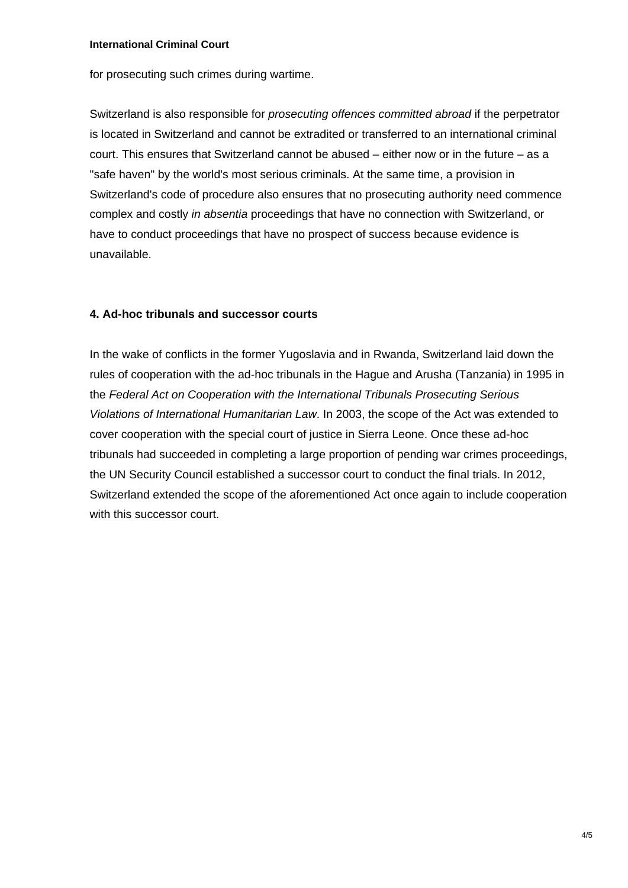for prosecuting such crimes during wartime.

Switzerland is also responsible for *prosecuting offences committed abroad* if the perpetrator is located in Switzerland and cannot be extradited or transferred to an international criminal court. This ensures that Switzerland cannot be abused – either now or in the future – as a "safe haven" by the world's most serious criminals. At the same time, a provision in Switzerland's code of procedure also ensures that no prosecuting authority need commence complex and costly *in absentia* proceedings that have no connection with Switzerland, or have to conduct proceedings that have no prospect of success because evidence is unavailable.

## 4. Ad-hoc tribunals and successor courts

In the wake of conflicts in the former Yugoslavia and in Rwanda, Switzerland laid down the rules of cooperation with the ad-hoc tribunals in the Hague and Arusha (Tanzania) in 1995 in the *Federal Act on Cooperation with the International Tribunals Prosecuting Serious Violations of International Humanitarian Law*. In 2003, the scope of the Act was extended to cover cooperation with the special court of justice in Sierra Leone. Once these ad-hoc tribunals had succeeded in completing a large proportion of pending war crimes proceedings, the UN Security Council established a successor court to conduct the final trials. In 2012, Switzerland extended the scope of the aforementioned Act once again to include cooperation with this successor court.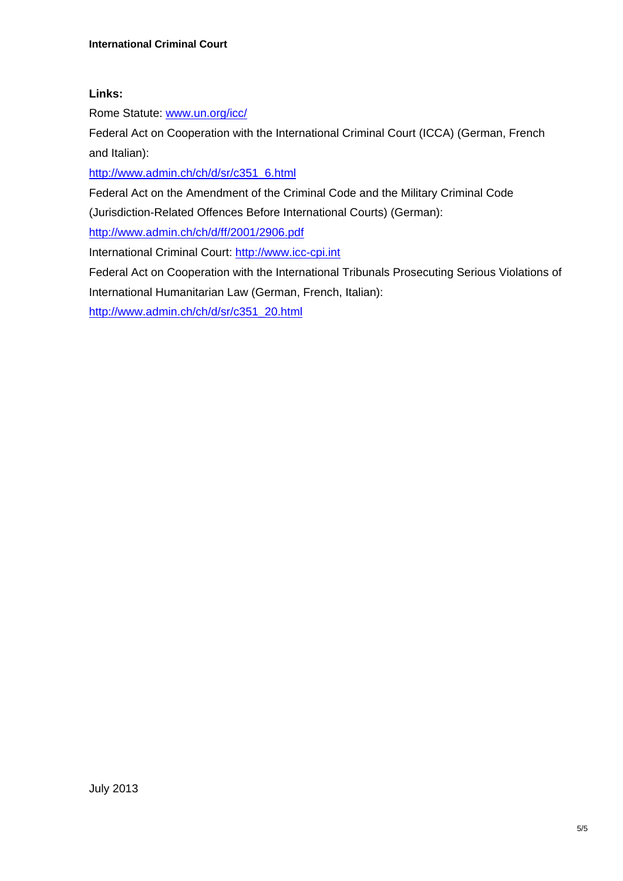**Links:**

Rome Statute: www.un.org/icc/

Federal Act on Cooperation with the International Criminal Court (ICCA) (German, French and Italian):

http://www.admin.ch/ch/d/sr/c351_6.html

Federal Act on the Amendment of the Criminal Code and the Military Criminal Code (Jurisdiction-Related Offences Before International Courts) (German):

http://www.admin.ch/ch/d/ff/2001/2906.pdf

International Criminal Court: http://www.icc-cpi.int

Federal Act on Cooperation with the International Tribunals Prosecuting Serious Violations of International Humanitarian Law (German, French, Italian):

http://www.admin.ch/ch/d/sr/c351_20.html

July 2013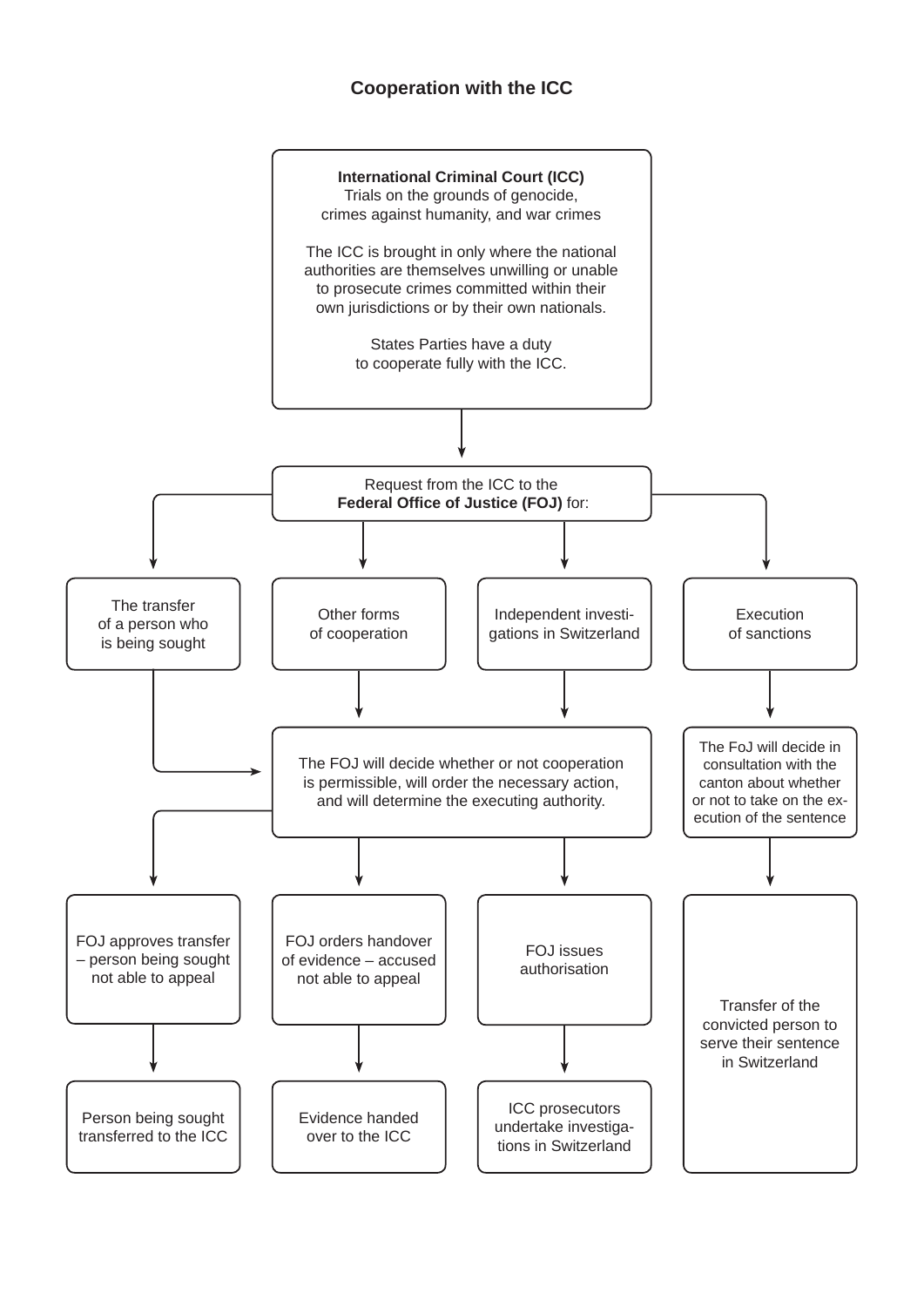## Cooperation with the ICC

**International Criminal Court (ICC)**
Trials on the grounds of genocide, crimes against humanity, and war crimes

The ICC is brought in only where the national authorities are themselves unwilling or unable to prosecute crimes committed within their own jurisdictions or by their own nationals.

States Parties have a duty to cooperate fully with the ICC.

Request from the ICC to the **Federal Office of Justice (FOJ)** for:

The transfer of a person who is being sought

Other forms of cooperation

Independent investigations in Switzerland

Execution of sanctions

The FOJ will decide whether or not cooperation is permissible, will order the necessary action, and will determine the executing authority.

The FoJ will decide in consultation with the canton about whether or not to take on the execution of the sentence

FOJ approves transfer – person being sought not able to appeal

FOJ orders handover of evidence – accused not able to appeal

FOJ issues authorisation

Transfer of the convicted person to serve their sentence in Switzerland

Person being sought transferred to the ICC

Evidence handed over to the ICC

ICC prosecutors undertake investigations in Switzerland